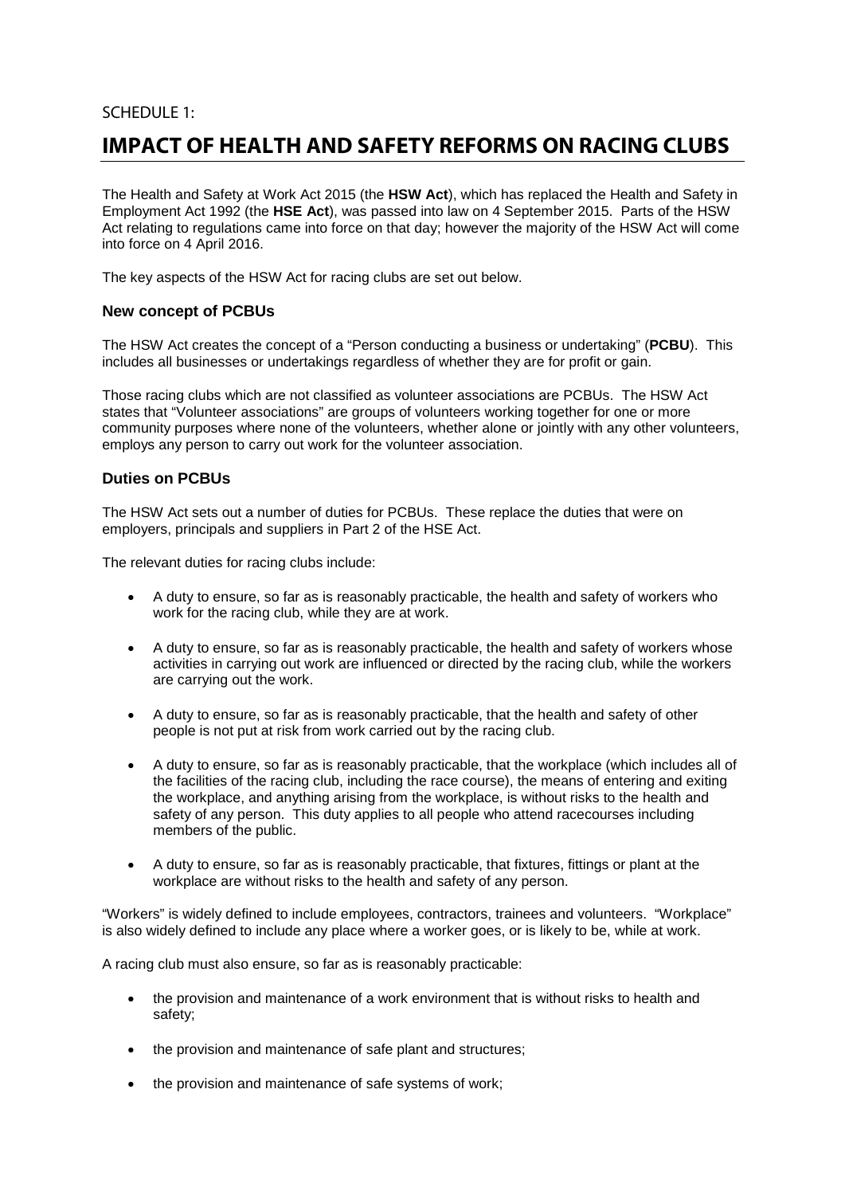SCHEDULE 1:

# IMPACT OF HEALTH AND SAFETY REFORMS ON RACING CLUBS

The Health and Safety at Work Act 2015 (the **HSW Act**), which has replaced the Health and Safety in Employment Act 1992 (the **HSE Act**), was passed into law on 4 September 2015. Parts of the HSW Act relating to regulations came into force on that day; however the majority of the HSW Act will come into force on 4 April 2016.

The key aspects of the HSW Act for racing clubs are set out below.

### New concept of PCBUs

The HSW Act creates the concept of a "Person conducting a business or undertaking" (**PCBU**). This includes all businesses or undertakings regardless of whether they are for profit or gain.

Those racing clubs which are not classified as volunteer associations are PCBUs. The HSW Act states that "Volunteer associations" are groups of volunteers working together for one or more community purposes where none of the volunteers, whether alone or jointly with any other volunteers, employs any person to carry out work for the volunteer association.

### Duties on PCBUs

The HSW Act sets out a number of duties for PCBUs. These replace the duties that were on employers, principals and suppliers in Part 2 of the HSE Act.

The relevant duties for racing clubs include:

- A duty to ensure, so far as is reasonably practicable, the health and safety of workers who work for the racing club, while they are at work.
- A duty to ensure, so far as is reasonably practicable, the health and safety of workers whose activities in carrying out work are influenced or directed by the racing club, while the workers are carrying out the work.
- A duty to ensure, so far as is reasonably practicable, that the health and safety of other people is not put at risk from work carried out by the racing club.
- A duty to ensure, so far as is reasonably practicable, that the workplace (which includes all of the facilities of the racing club, including the race course), the means of entering and exiting the workplace, and anything arising from the workplace, is without risks to the health and safety of any person. This duty applies to all people who attend racecourses including members of the public.
- A duty to ensure, so far as is reasonably practicable, that fixtures, fittings or plant at the workplace are without risks to the health and safety of any person.

"Workers" is widely defined to include employees, contractors, trainees and volunteers. "Workplace" is also widely defined to include any place where a worker goes, or is likely to be, while at work.

A racing club must also ensure, so far as is reasonably practicable:

- the provision and maintenance of a work environment that is without risks to health and safety;
- the provision and maintenance of safe plant and structures;
- the provision and maintenance of safe systems of work;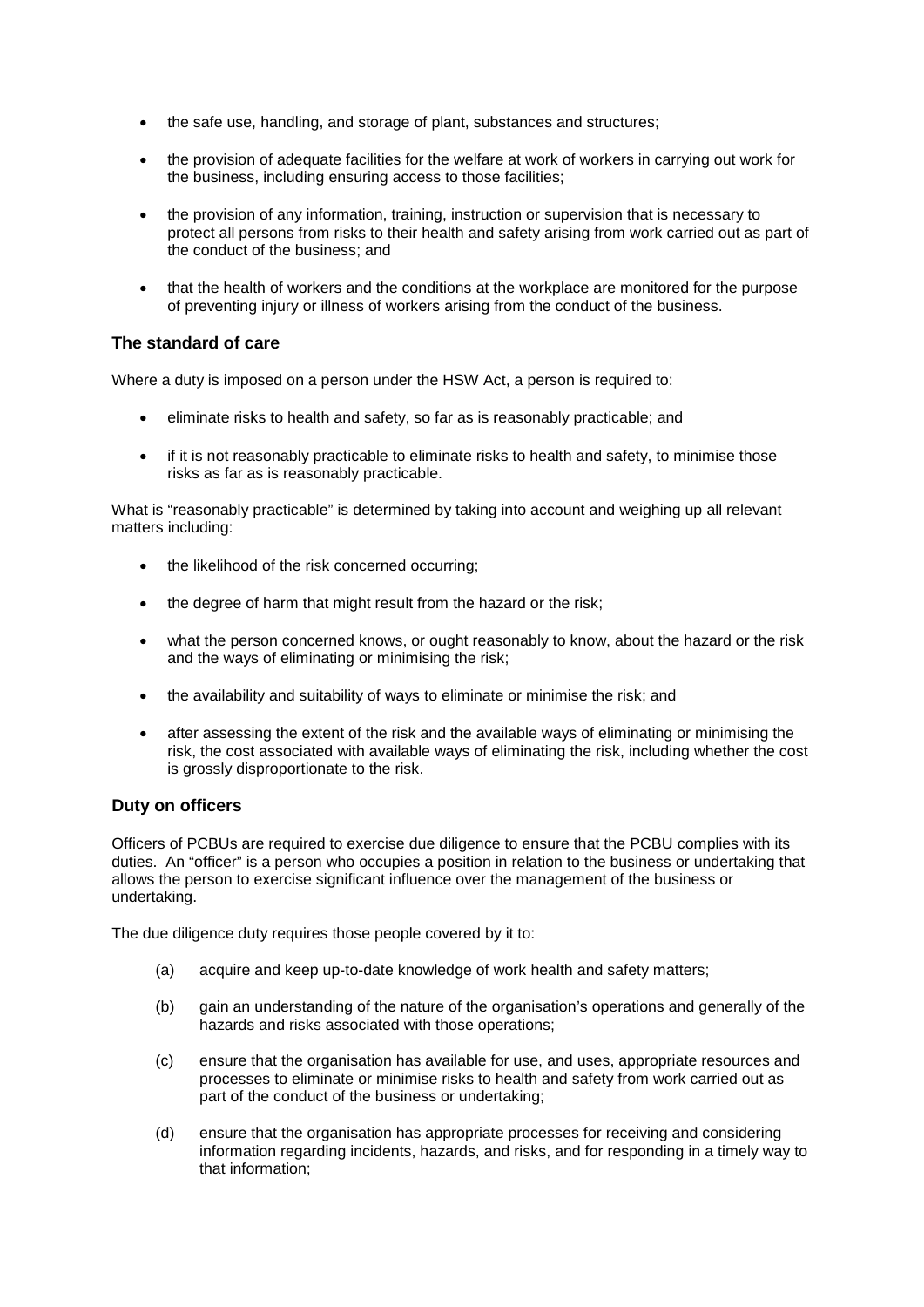- the safe use, handling, and storage of plant, substances and structures;
- the provision of adequate facilities for the welfare at work of workers in carrying out work for the business, including ensuring access to those facilities;
- the provision of any information, training, instruction or supervision that is necessary to protect all persons from risks to their health and safety arising from work carried out as part of the conduct of the business; and
- that the health of workers and the conditions at the workplace are monitored for the purpose of preventing injury or illness of workers arising from the conduct of the business.

### The standard of care

Where a duty is imposed on a person under the HSW Act, a person is required to:

- eliminate risks to health and safety, so far as is reasonably practicable; and
- if it is not reasonably practicable to eliminate risks to health and safety, to minimise those risks as far as is reasonably practicable.

What is "reasonably practicable" is determined by taking into account and weighing up all relevant matters including:

- the likelihood of the risk concerned occurring;
- the degree of harm that might result from the hazard or the risk;
- what the person concerned knows, or ought reasonably to know, about the hazard or the risk and the ways of eliminating or minimising the risk;
- the availability and suitability of ways to eliminate or minimise the risk; and
- after assessing the extent of the risk and the available ways of eliminating or minimising the risk, the cost associated with available ways of eliminating the risk, including whether the cost is grossly disproportionate to the risk.

### Duty on officers

Officers of PCBUs are required to exercise due diligence to ensure that the PCBU complies with its duties. An "officer" is a person who occupies a position in relation to the business or undertaking that allows the person to exercise significant influence over the management of the business or undertaking.

The due diligence duty requires those people covered by it to:

(a) acquire and keep up-to-date knowledge of work health and safety matters;

(b) gain an understanding of the nature of the organisation's operations and generally of the hazards and risks associated with those operations;

(c) ensure that the organisation has available for use, and uses, appropriate resources and processes to eliminate or minimise risks to health and safety from work carried out as part of the conduct of the business or undertaking;

(d) ensure that the organisation has appropriate processes for receiving and considering information regarding incidents, hazards, and risks, and for responding in a timely way to that information;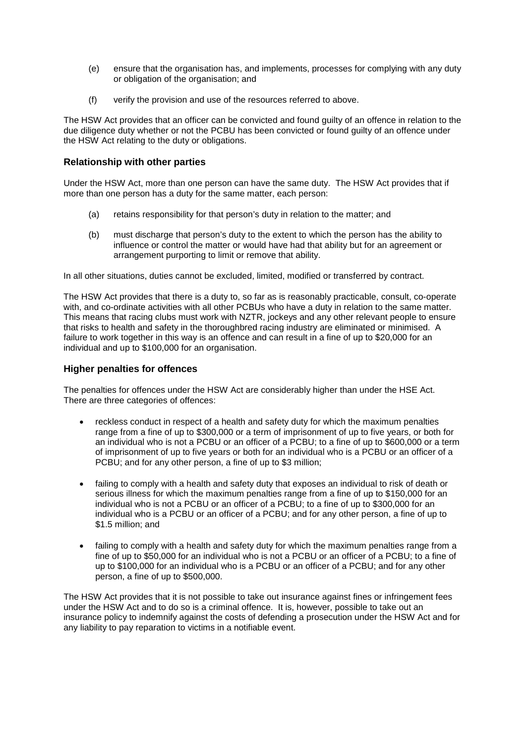(e) ensure that the organisation has, and implements, processes for complying with any duty or obligation of the organisation; and

(f) verify the provision and use of the resources referred to above.

The HSW Act provides that an officer can be convicted and found guilty of an offence in relation to the due diligence duty whether or not the PCBU has been convicted or found guilty of an offence under the HSW Act relating to the duty or obligations.

### Relationship with other parties

Under the HSW Act, more than one person can have the same duty. The HSW Act provides that if more than one person has a duty for the same matter, each person:

(a) retains responsibility for that person's duty in relation to the matter; and

(b) must discharge that person's duty to the extent to which the person has the ability to influence or control the matter or would have had that ability but for an agreement or arrangement purporting to limit or remove that ability.

In all other situations, duties cannot be excluded, limited, modified or transferred by contract.

The HSW Act provides that there is a duty to, so far as is reasonably practicable, consult, co-operate with, and co-ordinate activities with all other PCBUs who have a duty in relation to the same matter. This means that racing clubs must work with NZTR, jockeys and any other relevant people to ensure that risks to health and safety in the thoroughbred racing industry are eliminated or minimised. A failure to work together in this way is an offence and can result in a fine of up to $20,000 for an individual and up to $100,000 for an organisation.

### Higher penalties for offences

The penalties for offences under the HSW Act are considerably higher than under the HSE Act. There are three categories of offences:

- reckless conduct in respect of a health and safety duty for which the maximum penalties range from a fine of up to $300,000 or a term of imprisonment of up to five years, or both for an individual who is not a PCBU or an officer of a PCBU; to a fine of up to $600,000 or a term of imprisonment of up to five years or both for an individual who is a PCBU or an officer of a PCBU; and for any other person, a fine of up to $3 million;

- failing to comply with a health and safety duty that exposes an individual to risk of death or serious illness for which the maximum penalties range from a fine of up to $150,000 for an individual who is not a PCBU or an officer of a PCBU; to a fine of up to $300,000 for an individual who is a PCBU or an officer of a PCBU; and for any other person, a fine of up to $1.5 million; and

- failing to comply with a health and safety duty for which the maximum penalties range from a fine of up to $50,000 for an individual who is not a PCBU or an officer of a PCBU; to a fine of up to $100,000 for an individual who is a PCBU or an officer of a PCBU; and for any other person, a fine of up to $500,000.

The HSW Act provides that it is not possible to take out insurance against fines or infringement fees under the HSW Act and to do so is a criminal offence. It is, however, possible to take out an insurance policy to indemnify against the costs of defending a prosecution under the HSW Act and for any liability to pay reparation to victims in a notifiable event.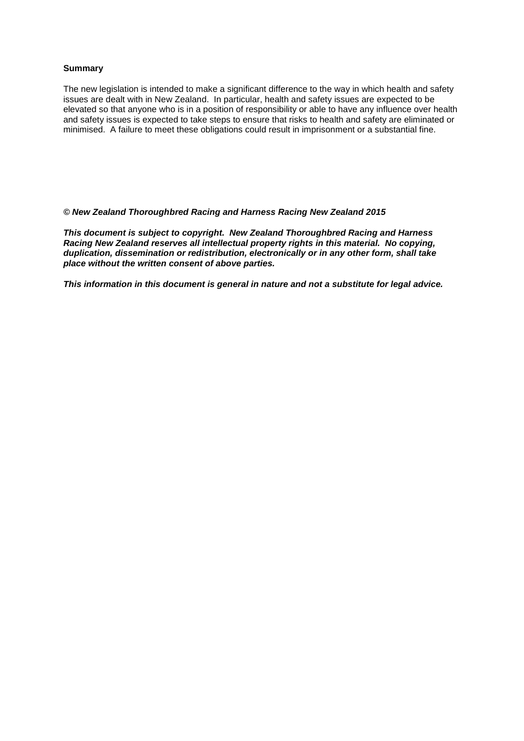**Summary**

The new legislation is intended to make a significant difference to the way in which health and safety issues are dealt with in New Zealand. In particular, health and safety issues are expected to be elevated so that anyone who is in a position of responsibility or able to have any influence over health and safety issues is expected to take steps to ensure that risks to health and safety are eliminated or minimised. A failure to meet these obligations could result in imprisonment or a substantial fine.

***© New Zealand Thoroughbred Racing and Harness Racing New Zealand 2015***

***This document is subject to copyright. New Zealand Thoroughbred Racing and Harness Racing New Zealand reserves all intellectual property rights in this material. No copying, duplication, dissemination or redistribution, electronically or in any other form, shall take place without the written consent of above parties.***

***This information in this document is general in nature and not a substitute for legal advice.***